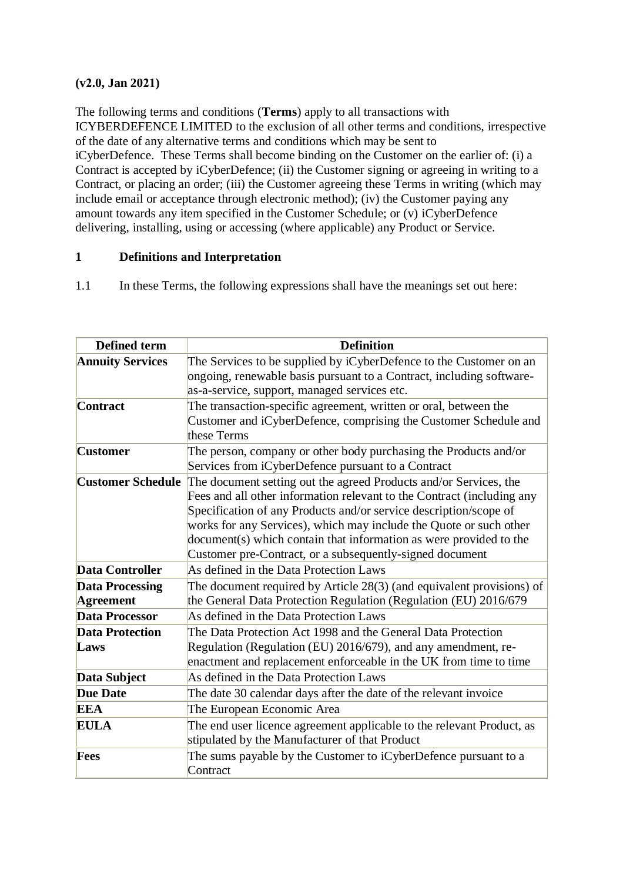**(v2.0, Jan 2021)**

The following terms and conditions (**Terms**) apply to all transactions with ICYBERDEFENCE LIMITED to the exclusion of all other terms and conditions, irrespective of the date of any alternative terms and conditions which may be sent to iCyberDefence. These Terms shall become binding on the Customer on the earlier of: (i) a Contract is accepted by iCyberDefence; (ii) the Customer signing or agreeing in writing to a Contract, or placing an order; (iii) the Customer agreeing these Terms in writing (which may include email or acceptance through electronic method); (iv) the Customer paying any amount towards any item specified in the Customer Schedule; or (v) iCyberDefence delivering, installing, using or accessing (where applicable) any Product or Service.

## 1 Definitions and Interpretation

1.1 In these Terms, the following expressions shall have the meanings set out here:

| Defined term | Definition |
|---|---|
| **Annuity Services** | The Services to be supplied by iCyberDefence to the Customer on an ongoing, renewable basis pursuant to a Contract, including software-as-a-service, support, managed services etc. |
| **Contract** | The transaction-specific agreement, written or oral, between the Customer and iCyberDefence, comprising the Customer Schedule and these Terms |
| **Customer** | The person, company or other body purchasing the Products and/or Services from iCyberDefence pursuant to a Contract |
| **Customer Schedule** | The document setting out the agreed Products and/or Services, the Fees and all other information relevant to the Contract (including any Specification of any Products and/or service description/scope of works for any Services), which may include the Quote or such other document(s) which contain that information as were provided to the Customer pre-Contract, or a subsequently-signed document |
| **Data Controller** | As defined in the Data Protection Laws |
| **Data Processing Agreement** | The document required by Article 28(3) (and equivalent provisions) of the General Data Protection Regulation (Regulation (EU) 2016/679 |
| **Data Processor** | As defined in the Data Protection Laws |
| **Data Protection Laws** | The Data Protection Act 1998 and the General Data Protection Regulation (Regulation (EU) 2016/679), and any amendment, re-enactment and replacement enforceable in the UK from time to time |
| **Data Subject** | As defined in the Data Protection Laws |
| **Due Date** | The date 30 calendar days after the date of the relevant invoice |
| **EEA** | The European Economic Area |
| **EULA** | The end user licence agreement applicable to the relevant Product, as stipulated by the Manufacturer of that Product |
| **Fees** | The sums payable by the Customer to iCyberDefence pursuant to a Contract |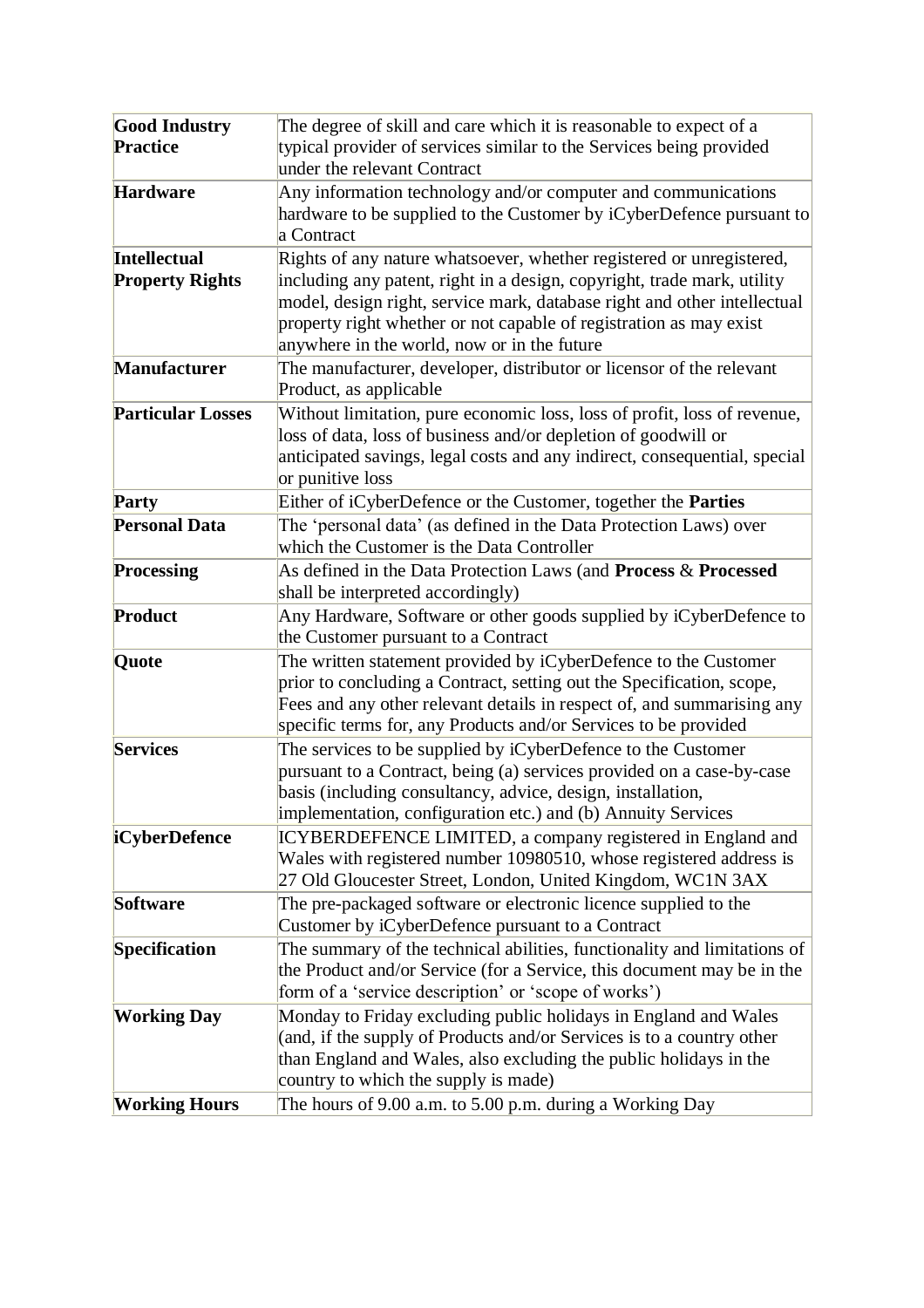| | |
|---|---|
| **Good Industry Practice** | The degree of skill and care which it is reasonable to expect of a typical provider of services similar to the Services being provided under the relevant Contract |
| **Hardware** | Any information technology and/or computer and communications hardware to be supplied to the Customer by iCyberDefence pursuant to a Contract |
| **Intellectual Property Rights** | Rights of any nature whatsoever, whether registered or unregistered, including any patent, right in a design, copyright, trade mark, utility model, design right, service mark, database right and other intellectual property right whether or not capable of registration as may exist anywhere in the world, now or in the future |
| **Manufacturer** | The manufacturer, developer, distributor or licensor of the relevant Product, as applicable |
| **Particular Losses** | Without limitation, pure economic loss, loss of profit, loss of revenue, loss of data, loss of business and/or depletion of goodwill or anticipated savings, legal costs and any indirect, consequential, special or punitive loss |
| **Party** | Either of iCyberDefence or the Customer, together the **Parties** |
| **Personal Data** | The 'personal data' (as defined in the Data Protection Laws) over which the Customer is the Data Controller |
| **Processing** | As defined in the Data Protection Laws (and **Process** & **Processed** shall be interpreted accordingly) |
| **Product** | Any Hardware, Software or other goods supplied by iCyberDefence to the Customer pursuant to a Contract |
| **Quote** | The written statement provided by iCyberDefence to the Customer prior to concluding a Contract, setting out the Specification, scope, Fees and any other relevant details in respect of, and summarising any specific terms for, any Products and/or Services to be provided |
| **Services** | The services to be supplied by iCyberDefence to the Customer pursuant to a Contract, being (a) services provided on a case-by-case basis (including consultancy, advice, design, installation, implementation, configuration etc.) and (b) Annuity Services |
| **iCyberDefence** | ICYBERDEFENCE LIMITED, a company registered in England and Wales with registered number 10980510, whose registered address is 27 Old Gloucester Street, London, United Kingdom, WC1N 3AX |
| **Software** | The pre-packaged software or electronic licence supplied to the Customer by iCyberDefence pursuant to a Contract |
| **Specification** | The summary of the technical abilities, functionality and limitations of the Product and/or Service (for a Service, this document may be in the form of a 'service description' or 'scope of works') |
| **Working Day** | Monday to Friday excluding public holidays in England and Wales (and, if the supply of Products and/or Services is to a country other than England and Wales, also excluding the public holidays in the country to which the supply is made) |
| **Working Hours** | The hours of 9.00 a.m. to 5.00 p.m. during a Working Day |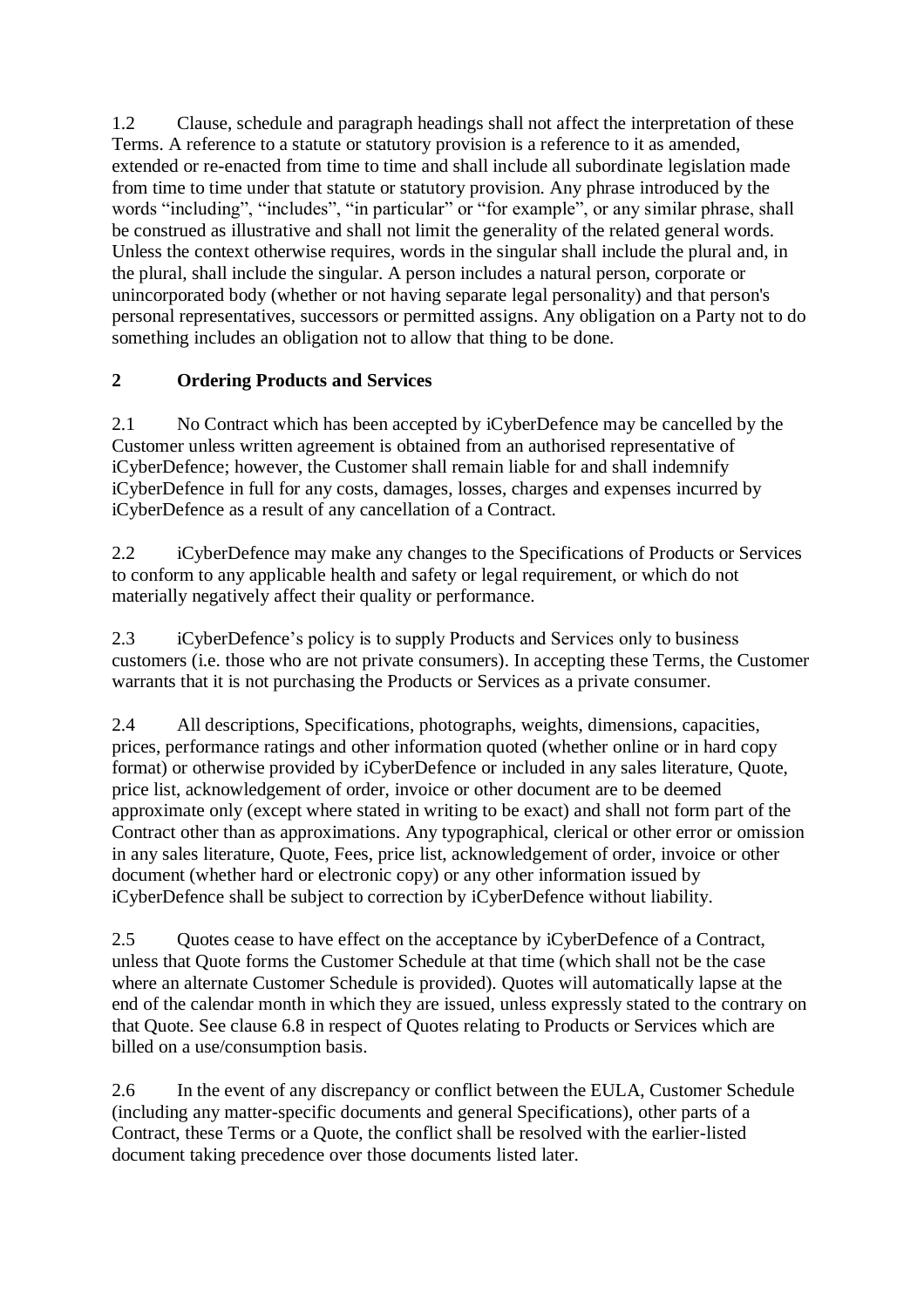1.2 Clause, schedule and paragraph headings shall not affect the interpretation of these Terms. A reference to a statute or statutory provision is a reference to it as amended, extended or re-enacted from time to time and shall include all subordinate legislation made from time to time under that statute or statutory provision. Any phrase introduced by the words "including", "includes", "in particular" or "for example", or any similar phrase, shall be construed as illustrative and shall not limit the generality of the related general words. Unless the context otherwise requires, words in the singular shall include the plural and, in the plural, shall include the singular. A person includes a natural person, corporate or unincorporated body (whether or not having separate legal personality) and that person's personal representatives, successors or permitted assigns. Any obligation on a Party not to do something includes an obligation not to allow that thing to be done.

## 2 Ordering Products and Services

2.1 No Contract which has been accepted by iCyberDefence may be cancelled by the Customer unless written agreement is obtained from an authorised representative of iCyberDefence; however, the Customer shall remain liable for and shall indemnify iCyberDefence in full for any costs, damages, losses, charges and expenses incurred by iCyberDefence as a result of any cancellation of a Contract.

2.2 iCyberDefence may make any changes to the Specifications of Products or Services to conform to any applicable health and safety or legal requirement, or which do not materially negatively affect their quality or performance.

2.3 iCyberDefence's policy is to supply Products and Services only to business customers (i.e. those who are not private consumers). In accepting these Terms, the Customer warrants that it is not purchasing the Products or Services as a private consumer.

2.4 All descriptions, Specifications, photographs, weights, dimensions, capacities, prices, performance ratings and other information quoted (whether online or in hard copy format) or otherwise provided by iCyberDefence or included in any sales literature, Quote, price list, acknowledgement of order, invoice or other document are to be deemed approximate only (except where stated in writing to be exact) and shall not form part of the Contract other than as approximations. Any typographical, clerical or other error or omission in any sales literature, Quote, Fees, price list, acknowledgement of order, invoice or other document (whether hard or electronic copy) or any other information issued by iCyberDefence shall be subject to correction by iCyberDefence without liability.

2.5 Quotes cease to have effect on the acceptance by iCyberDefence of a Contract, unless that Quote forms the Customer Schedule at that time (which shall not be the case where an alternate Customer Schedule is provided). Quotes will automatically lapse at the end of the calendar month in which they are issued, unless expressly stated to the contrary on that Quote. See clause 6.8 in respect of Quotes relating to Products or Services which are billed on a use/consumption basis.

2.6 In the event of any discrepancy or conflict between the EULA, Customer Schedule (including any matter-specific documents and general Specifications), other parts of a Contract, these Terms or a Quote, the conflict shall be resolved with the earlier-listed document taking precedence over those documents listed later.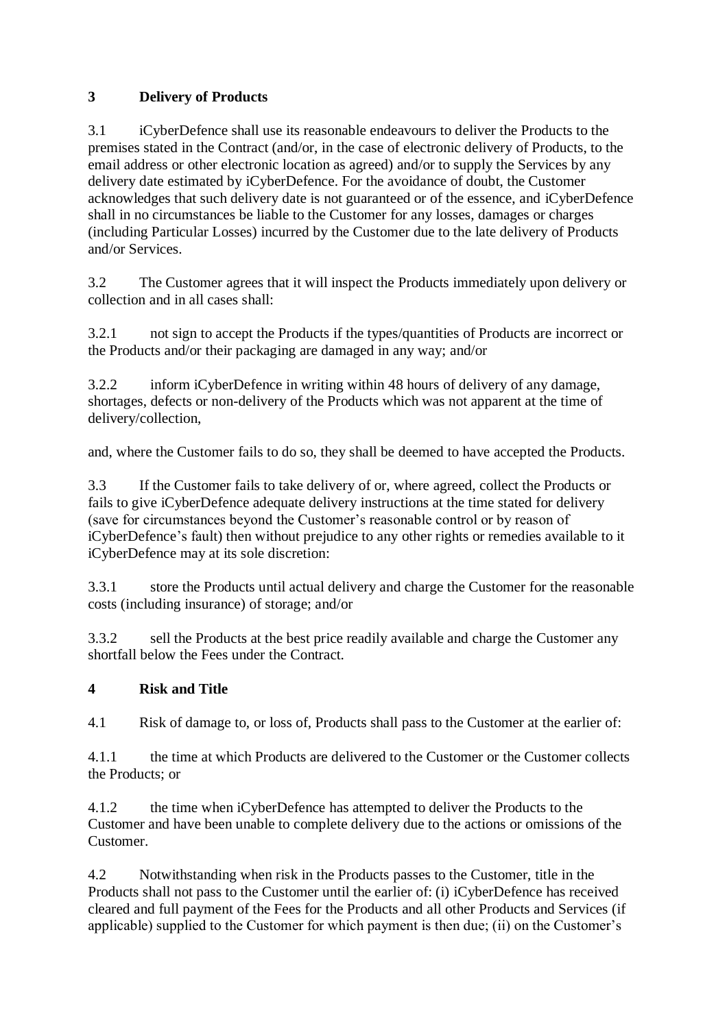## 3 Delivery of Products

3.1 iCyberDefence shall use its reasonable endeavours to deliver the Products to the premises stated in the Contract (and/or, in the case of electronic delivery of Products, to the email address or other electronic location as agreed) and/or to supply the Services by any delivery date estimated by iCyberDefence. For the avoidance of doubt, the Customer acknowledges that such delivery date is not guaranteed or of the essence, and iCyberDefence shall in no circumstances be liable to the Customer for any losses, damages or charges (including Particular Losses) incurred by the Customer due to the late delivery of Products and/or Services.

3.2 The Customer agrees that it will inspect the Products immediately upon delivery or collection and in all cases shall:

3.2.1 not sign to accept the Products if the types/quantities of Products are incorrect or the Products and/or their packaging are damaged in any way; and/or

3.2.2 inform iCyberDefence in writing within 48 hours of delivery of any damage, shortages, defects or non-delivery of the Products which was not apparent at the time of delivery/collection,

and, where the Customer fails to do so, they shall be deemed to have accepted the Products.

3.3 If the Customer fails to take delivery of or, where agreed, collect the Products or fails to give iCyberDefence adequate delivery instructions at the time stated for delivery (save for circumstances beyond the Customer's reasonable control or by reason of iCyberDefence's fault) then without prejudice to any other rights or remedies available to it iCyberDefence may at its sole discretion:

3.3.1 store the Products until actual delivery and charge the Customer for the reasonable costs (including insurance) of storage; and/or

3.3.2 sell the Products at the best price readily available and charge the Customer any shortfall below the Fees under the Contract.

## 4 Risk and Title

4.1 Risk of damage to, or loss of, Products shall pass to the Customer at the earlier of:

4.1.1 the time at which Products are delivered to the Customer or the Customer collects the Products; or

4.1.2 the time when iCyberDefence has attempted to deliver the Products to the Customer and have been unable to complete delivery due to the actions or omissions of the Customer.

4.2 Notwithstanding when risk in the Products passes to the Customer, title in the Products shall not pass to the Customer until the earlier of: (i) iCyberDefence has received cleared and full payment of the Fees for the Products and all other Products and Services (if applicable) supplied to the Customer for which payment is then due; (ii) on the Customer's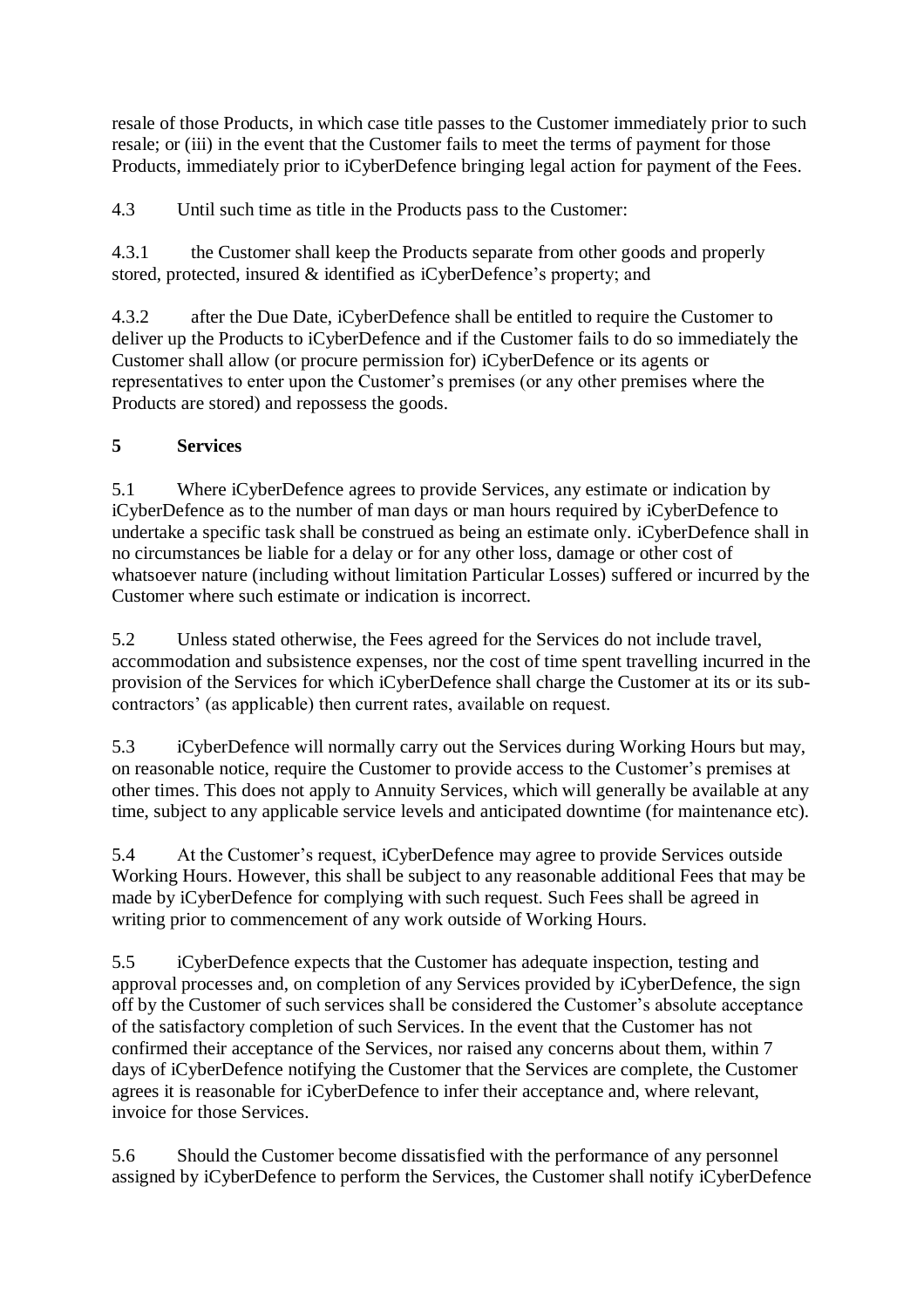resale of those Products, in which case title passes to the Customer immediately prior to such resale; or (iii) in the event that the Customer fails to meet the terms of payment for those Products, immediately prior to iCyberDefence bringing legal action for payment of the Fees.

4.3 Until such time as title in the Products pass to the Customer:

4.3.1 the Customer shall keep the Products separate from other goods and properly stored, protected, insured & identified as iCyberDefence's property; and

4.3.2 after the Due Date, iCyberDefence shall be entitled to require the Customer to deliver up the Products to iCyberDefence and if the Customer fails to do so immediately the Customer shall allow (or procure permission for) iCyberDefence or its agents or representatives to enter upon the Customer's premises (or any other premises where the Products are stored) and repossess the goods.

## 5 Services

5.1 Where iCyberDefence agrees to provide Services, any estimate or indication by iCyberDefence as to the number of man days or man hours required by iCyberDefence to undertake a specific task shall be construed as being an estimate only. iCyberDefence shall in no circumstances be liable for a delay or for any other loss, damage or other cost of whatsoever nature (including without limitation Particular Losses) suffered or incurred by the Customer where such estimate or indication is incorrect.

5.2 Unless stated otherwise, the Fees agreed for the Services do not include travel, accommodation and subsistence expenses, nor the cost of time spent travelling incurred in the provision of the Services for which iCyberDefence shall charge the Customer at its or its sub-contractors' (as applicable) then current rates, available on request.

5.3 iCyberDefence will normally carry out the Services during Working Hours but may, on reasonable notice, require the Customer to provide access to the Customer's premises at other times. This does not apply to Annuity Services, which will generally be available at any time, subject to any applicable service levels and anticipated downtime (for maintenance etc).

5.4 At the Customer's request, iCyberDefence may agree to provide Services outside Working Hours. However, this shall be subject to any reasonable additional Fees that may be made by iCyberDefence for complying with such request. Such Fees shall be agreed in writing prior to commencement of any work outside of Working Hours.

5.5 iCyberDefence expects that the Customer has adequate inspection, testing and approval processes and, on completion of any Services provided by iCyberDefence, the sign off by the Customer of such services shall be considered the Customer's absolute acceptance of the satisfactory completion of such Services. In the event that the Customer has not confirmed their acceptance of the Services, nor raised any concerns about them, within 7 days of iCyberDefence notifying the Customer that the Services are complete, the Customer agrees it is reasonable for iCyberDefence to infer their acceptance and, where relevant, invoice for those Services.

5.6 Should the Customer become dissatisfied with the performance of any personnel assigned by iCyberDefence to perform the Services, the Customer shall notify iCyberDefence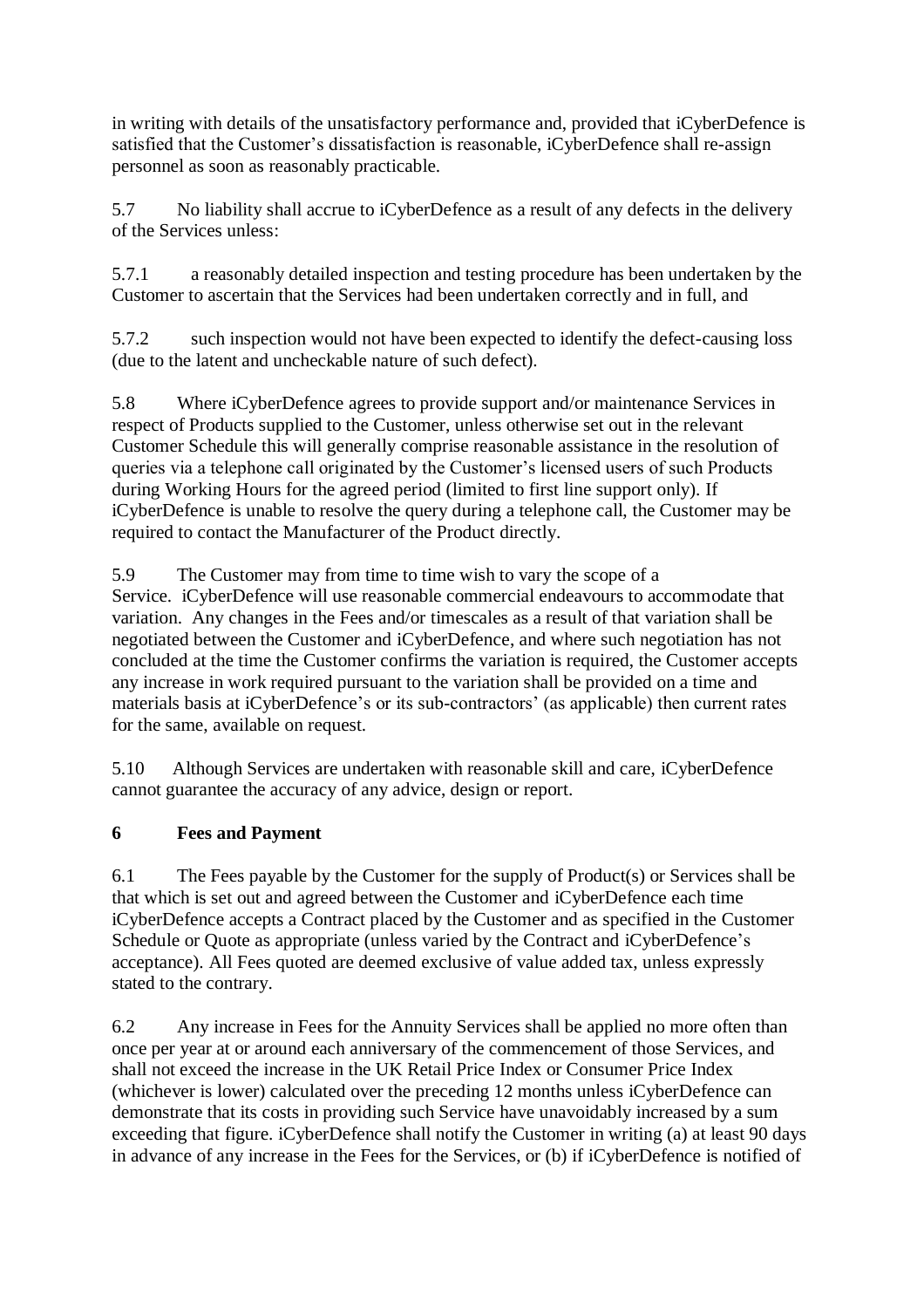in writing with details of the unsatisfactory performance and, provided that iCyberDefence is satisfied that the Customer's dissatisfaction is reasonable, iCyberDefence shall re-assign personnel as soon as reasonably practicable.

5.7 No liability shall accrue to iCyberDefence as a result of any defects in the delivery of the Services unless:

5.7.1 a reasonably detailed inspection and testing procedure has been undertaken by the Customer to ascertain that the Services had been undertaken correctly and in full, and

5.7.2 such inspection would not have been expected to identify the defect-causing loss (due to the latent and uncheckable nature of such defect).

5.8 Where iCyberDefence agrees to provide support and/or maintenance Services in respect of Products supplied to the Customer, unless otherwise set out in the relevant Customer Schedule this will generally comprise reasonable assistance in the resolution of queries via a telephone call originated by the Customer's licensed users of such Products during Working Hours for the agreed period (limited to first line support only). If iCyberDefence is unable to resolve the query during a telephone call, the Customer may be required to contact the Manufacturer of the Product directly.

5.9 The Customer may from time to time wish to vary the scope of a Service. iCyberDefence will use reasonable commercial endeavours to accommodate that variation. Any changes in the Fees and/or timescales as a result of that variation shall be negotiated between the Customer and iCyberDefence, and where such negotiation has not concluded at the time the Customer confirms the variation is required, the Customer accepts any increase in work required pursuant to the variation shall be provided on a time and materials basis at iCyberDefence's or its sub-contractors' (as applicable) then current rates for the same, available on request.

5.10 Although Services are undertaken with reasonable skill and care, iCyberDefence cannot guarantee the accuracy of any advice, design or report.

## 6 Fees and Payment

6.1 The Fees payable by the Customer for the supply of Product(s) or Services shall be that which is set out and agreed between the Customer and iCyberDefence each time iCyberDefence accepts a Contract placed by the Customer and as specified in the Customer Schedule or Quote as appropriate (unless varied by the Contract and iCyberDefence's acceptance). All Fees quoted are deemed exclusive of value added tax, unless expressly stated to the contrary.

6.2 Any increase in Fees for the Annuity Services shall be applied no more often than once per year at or around each anniversary of the commencement of those Services, and shall not exceed the increase in the UK Retail Price Index or Consumer Price Index (whichever is lower) calculated over the preceding 12 months unless iCyberDefence can demonstrate that its costs in providing such Service have unavoidably increased by a sum exceeding that figure. iCyberDefence shall notify the Customer in writing (a) at least 90 days in advance of any increase in the Fees for the Services, or (b) if iCyberDefence is notified of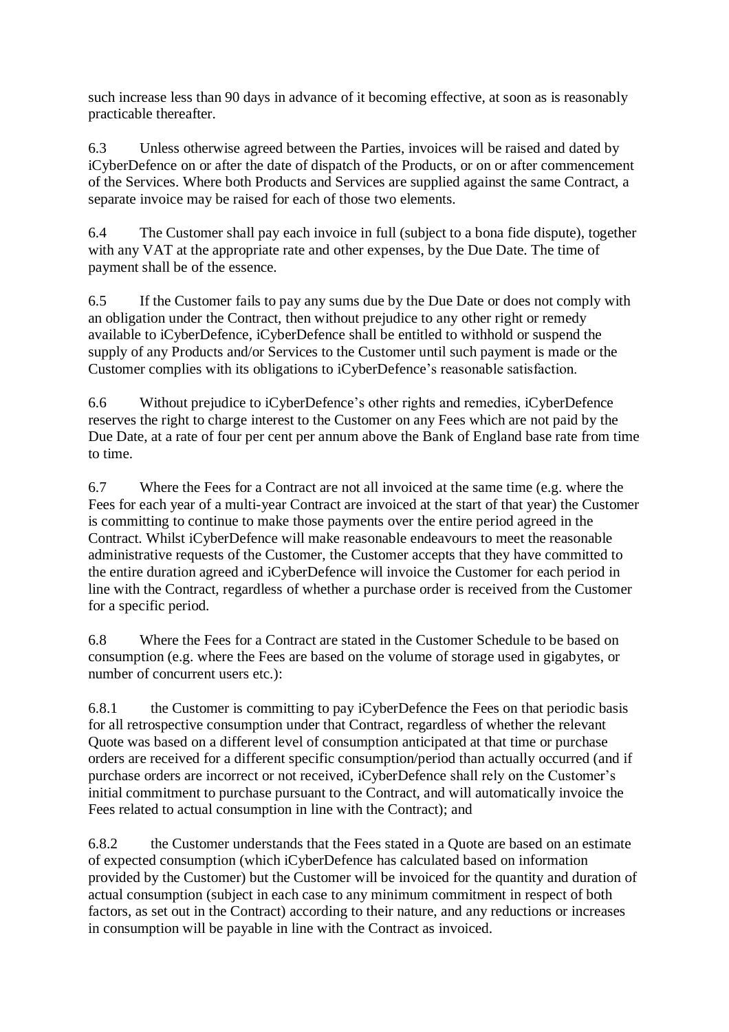such increase less than 90 days in advance of it becoming effective, at soon as is reasonably practicable thereafter.

6.3 Unless otherwise agreed between the Parties, invoices will be raised and dated by iCyberDefence on or after the date of dispatch of the Products, or on or after commencement of the Services. Where both Products and Services are supplied against the same Contract, a separate invoice may be raised for each of those two elements.

6.4 The Customer shall pay each invoice in full (subject to a bona fide dispute), together with any VAT at the appropriate rate and other expenses, by the Due Date. The time of payment shall be of the essence.

6.5 If the Customer fails to pay any sums due by the Due Date or does not comply with an obligation under the Contract, then without prejudice to any other right or remedy available to iCyberDefence, iCyberDefence shall be entitled to withhold or suspend the supply of any Products and/or Services to the Customer until such payment is made or the Customer complies with its obligations to iCyberDefence's reasonable satisfaction.

6.6 Without prejudice to iCyberDefence's other rights and remedies, iCyberDefence reserves the right to charge interest to the Customer on any Fees which are not paid by the Due Date, at a rate of four per cent per annum above the Bank of England base rate from time to time.

6.7 Where the Fees for a Contract are not all invoiced at the same time (e.g. where the Fees for each year of a multi-year Contract are invoiced at the start of that year) the Customer is committing to continue to make those payments over the entire period agreed in the Contract. Whilst iCyberDefence will make reasonable endeavours to meet the reasonable administrative requests of the Customer, the Customer accepts that they have committed to the entire duration agreed and iCyberDefence will invoice the Customer for each period in line with the Contract, regardless of whether a purchase order is received from the Customer for a specific period.

6.8 Where the Fees for a Contract are stated in the Customer Schedule to be based on consumption (e.g. where the Fees are based on the volume of storage used in gigabytes, or number of concurrent users etc.):

6.8.1 the Customer is committing to pay iCyberDefence the Fees on that periodic basis for all retrospective consumption under that Contract, regardless of whether the relevant Quote was based on a different level of consumption anticipated at that time or purchase orders are received for a different specific consumption/period than actually occurred (and if purchase orders are incorrect or not received, iCyberDefence shall rely on the Customer's initial commitment to purchase pursuant to the Contract, and will automatically invoice the Fees related to actual consumption in line with the Contract); and

6.8.2 the Customer understands that the Fees stated in a Quote are based on an estimate of expected consumption (which iCyberDefence has calculated based on information provided by the Customer) but the Customer will be invoiced for the quantity and duration of actual consumption (subject in each case to any minimum commitment in respect of both factors, as set out in the Contract) according to their nature, and any reductions or increases in consumption will be payable in line with the Contract as invoiced.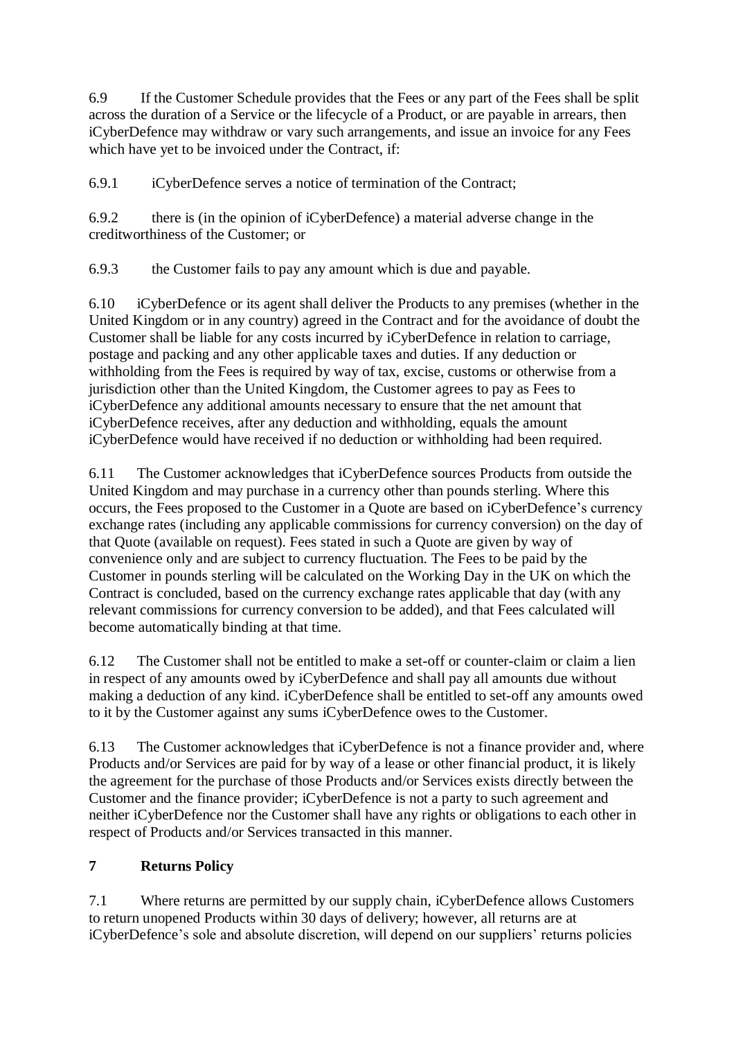6.9 If the Customer Schedule provides that the Fees or any part of the Fees shall be split across the duration of a Service or the lifecycle of a Product, or are payable in arrears, then iCyberDefence may withdraw or vary such arrangements, and issue an invoice for any Fees which have yet to be invoiced under the Contract, if:

6.9.1 iCyberDefence serves a notice of termination of the Contract;

6.9.2 there is (in the opinion of iCyberDefence) a material adverse change in the creditworthiness of the Customer; or

6.9.3 the Customer fails to pay any amount which is due and payable.

6.10 iCyberDefence or its agent shall deliver the Products to any premises (whether in the United Kingdom or in any country) agreed in the Contract and for the avoidance of doubt the Customer shall be liable for any costs incurred by iCyberDefence in relation to carriage, postage and packing and any other applicable taxes and duties. If any deduction or withholding from the Fees is required by way of tax, excise, customs or otherwise from a jurisdiction other than the United Kingdom, the Customer agrees to pay as Fees to iCyberDefence any additional amounts necessary to ensure that the net amount that iCyberDefence receives, after any deduction and withholding, equals the amount iCyberDefence would have received if no deduction or withholding had been required.

6.11 The Customer acknowledges that iCyberDefence sources Products from outside the United Kingdom and may purchase in a currency other than pounds sterling. Where this occurs, the Fees proposed to the Customer in a Quote are based on iCyberDefence's currency exchange rates (including any applicable commissions for currency conversion) on the day of that Quote (available on request). Fees stated in such a Quote are given by way of convenience only and are subject to currency fluctuation. The Fees to be paid by the Customer in pounds sterling will be calculated on the Working Day in the UK on which the Contract is concluded, based on the currency exchange rates applicable that day (with any relevant commissions for currency conversion to be added), and that Fees calculated will become automatically binding at that time.

6.12 The Customer shall not be entitled to make a set-off or counter-claim or claim a lien in respect of any amounts owed by iCyberDefence and shall pay all amounts due without making a deduction of any kind. iCyberDefence shall be entitled to set-off any amounts owed to it by the Customer against any sums iCyberDefence owes to the Customer.

6.13 The Customer acknowledges that iCyberDefence is not a finance provider and, where Products and/or Services are paid for by way of a lease or other financial product, it is likely the agreement for the purchase of those Products and/or Services exists directly between the Customer and the finance provider; iCyberDefence is not a party to such agreement and neither iCyberDefence nor the Customer shall have any rights or obligations to each other in respect of Products and/or Services transacted in this manner.

## 7 Returns Policy

7.1 Where returns are permitted by our supply chain, iCyberDefence allows Customers to return unopened Products within 30 days of delivery; however, all returns are at iCyberDefence's sole and absolute discretion, will depend on our suppliers' returns policies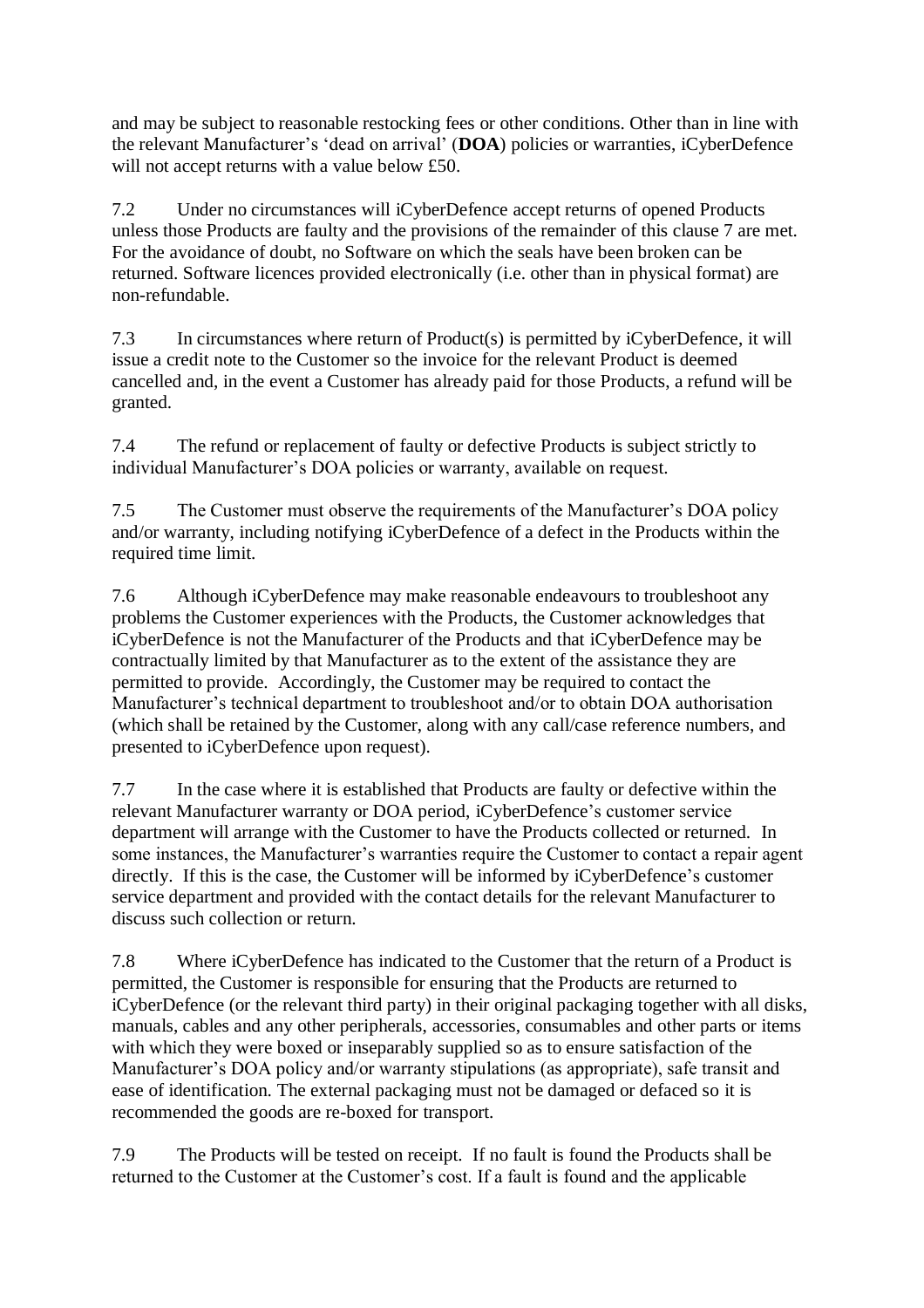and may be subject to reasonable restocking fees or other conditions. Other than in line with the relevant Manufacturer's 'dead on arrival' (**DOA**) policies or warranties, iCyberDefence will not accept returns with a value below £50.

7.2 Under no circumstances will iCyberDefence accept returns of opened Products unless those Products are faulty and the provisions of the remainder of this clause 7 are met. For the avoidance of doubt, no Software on which the seals have been broken can be returned. Software licences provided electronically (i.e. other than in physical format) are non-refundable.

7.3 In circumstances where return of Product(s) is permitted by iCyberDefence, it will issue a credit note to the Customer so the invoice for the relevant Product is deemed cancelled and, in the event a Customer has already paid for those Products, a refund will be granted.

7.4 The refund or replacement of faulty or defective Products is subject strictly to individual Manufacturer's DOA policies or warranty, available on request.

7.5 The Customer must observe the requirements of the Manufacturer's DOA policy and/or warranty, including notifying iCyberDefence of a defect in the Products within the required time limit.

7.6 Although iCyberDefence may make reasonable endeavours to troubleshoot any problems the Customer experiences with the Products, the Customer acknowledges that iCyberDefence is not the Manufacturer of the Products and that iCyberDefence may be contractually limited by that Manufacturer as to the extent of the assistance they are permitted to provide. Accordingly, the Customer may be required to contact the Manufacturer's technical department to troubleshoot and/or to obtain DOA authorisation (which shall be retained by the Customer, along with any call/case reference numbers, and presented to iCyberDefence upon request).

7.7 In the case where it is established that Products are faulty or defective within the relevant Manufacturer warranty or DOA period, iCyberDefence's customer service department will arrange with the Customer to have the Products collected or returned. In some instances, the Manufacturer's warranties require the Customer to contact a repair agent directly. If this is the case, the Customer will be informed by iCyberDefence's customer service department and provided with the contact details for the relevant Manufacturer to discuss such collection or return.

7.8 Where iCyberDefence has indicated to the Customer that the return of a Product is permitted, the Customer is responsible for ensuring that the Products are returned to iCyberDefence (or the relevant third party) in their original packaging together with all disks, manuals, cables and any other peripherals, accessories, consumables and other parts or items with which they were boxed or inseparably supplied so as to ensure satisfaction of the Manufacturer's DOA policy and/or warranty stipulations (as appropriate), safe transit and ease of identification. The external packaging must not be damaged or defaced so it is recommended the goods are re-boxed for transport.

7.9 The Products will be tested on receipt. If no fault is found the Products shall be returned to the Customer at the Customer's cost. If a fault is found and the applicable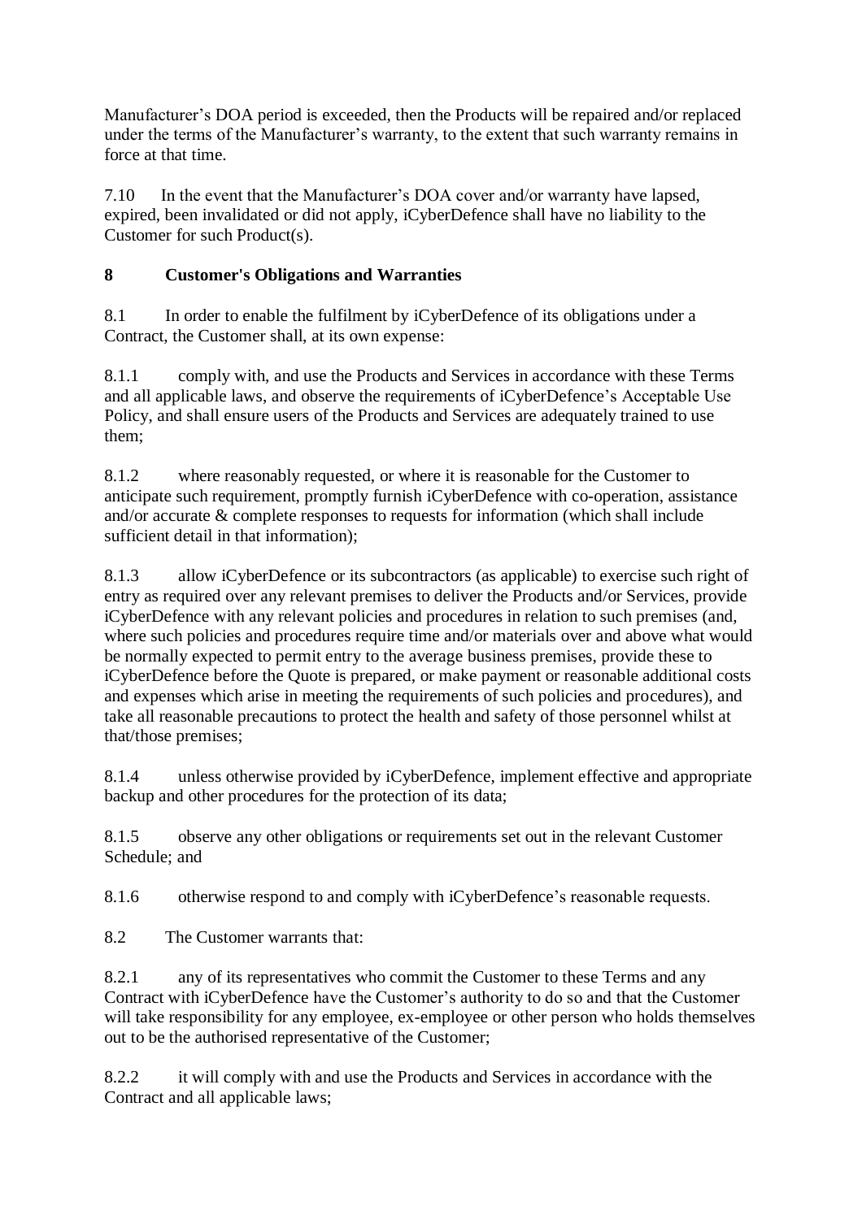Manufacturer's DOA period is exceeded, then the Products will be repaired and/or replaced under the terms of the Manufacturer's warranty, to the extent that such warranty remains in force at that time.

7.10 In the event that the Manufacturer's DOA cover and/or warranty have lapsed, expired, been invalidated or did not apply, iCyberDefence shall have no liability to the Customer for such Product(s).

## 8 Customer's Obligations and Warranties

8.1 In order to enable the fulfilment by iCyberDefence of its obligations under a Contract, the Customer shall, at its own expense:

8.1.1 comply with, and use the Products and Services in accordance with these Terms and all applicable laws, and observe the requirements of iCyberDefence's Acceptable Use Policy, and shall ensure users of the Products and Services are adequately trained to use them;

8.1.2 where reasonably requested, or where it is reasonable for the Customer to anticipate such requirement, promptly furnish iCyberDefence with co-operation, assistance and/or accurate & complete responses to requests for information (which shall include sufficient detail in that information);

8.1.3 allow iCyberDefence or its subcontractors (as applicable) to exercise such right of entry as required over any relevant premises to deliver the Products and/or Services, provide iCyberDefence with any relevant policies and procedures in relation to such premises (and, where such policies and procedures require time and/or materials over and above what would be normally expected to permit entry to the average business premises, provide these to iCyberDefence before the Quote is prepared, or make payment or reasonable additional costs and expenses which arise in meeting the requirements of such policies and procedures), and take all reasonable precautions to protect the health and safety of those personnel whilst at that/those premises;

8.1.4 unless otherwise provided by iCyberDefence, implement effective and appropriate backup and other procedures for the protection of its data;

8.1.5 observe any other obligations or requirements set out in the relevant Customer Schedule; and

8.1.6 otherwise respond to and comply with iCyberDefence's reasonable requests.

8.2 The Customer warrants that:

8.2.1 any of its representatives who commit the Customer to these Terms and any Contract with iCyberDefence have the Customer's authority to do so and that the Customer will take responsibility for any employee, ex-employee or other person who holds themselves out to be the authorised representative of the Customer;

8.2.2 it will comply with and use the Products and Services in accordance with the Contract and all applicable laws;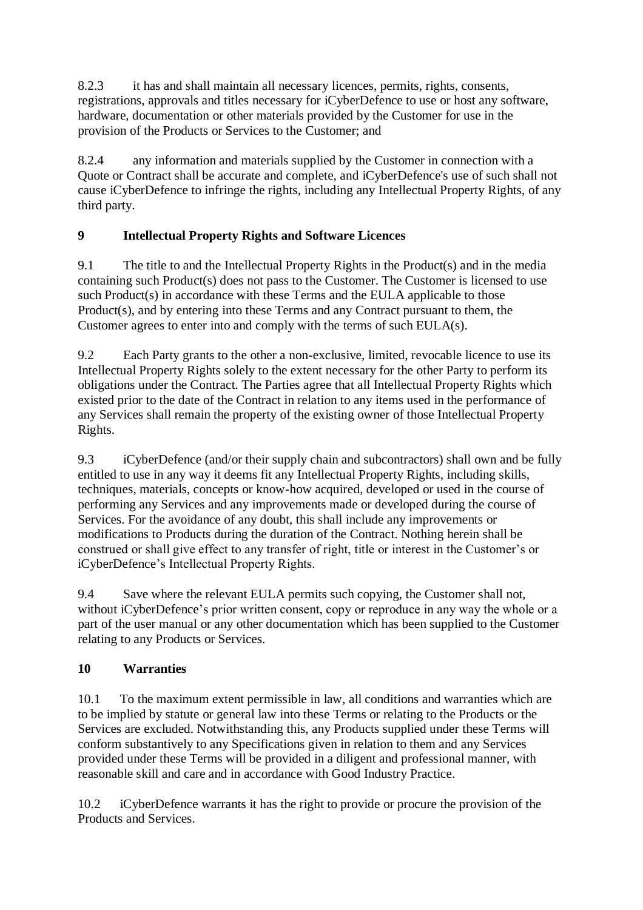8.2.3 it has and shall maintain all necessary licences, permits, rights, consents, registrations, approvals and titles necessary for iCyberDefence to use or host any software, hardware, documentation or other materials provided by the Customer for use in the provision of the Products or Services to the Customer; and

8.2.4 any information and materials supplied by the Customer in connection with a Quote or Contract shall be accurate and complete, and iCyberDefence's use of such shall not cause iCyberDefence to infringe the rights, including any Intellectual Property Rights, of any third party.

## 9 Intellectual Property Rights and Software Licences

9.1 The title to and the Intellectual Property Rights in the Product(s) and in the media containing such Product(s) does not pass to the Customer. The Customer is licensed to use such Product(s) in accordance with these Terms and the EULA applicable to those Product(s), and by entering into these Terms and any Contract pursuant to them, the Customer agrees to enter into and comply with the terms of such EULA(s).

9.2 Each Party grants to the other a non-exclusive, limited, revocable licence to use its Intellectual Property Rights solely to the extent necessary for the other Party to perform its obligations under the Contract. The Parties agree that all Intellectual Property Rights which existed prior to the date of the Contract in relation to any items used in the performance of any Services shall remain the property of the existing owner of those Intellectual Property Rights.

9.3 iCyberDefence (and/or their supply chain and subcontractors) shall own and be fully entitled to use in any way it deems fit any Intellectual Property Rights, including skills, techniques, materials, concepts or know-how acquired, developed or used in the course of performing any Services and any improvements made or developed during the course of Services. For the avoidance of any doubt, this shall include any improvements or modifications to Products during the duration of the Contract. Nothing herein shall be construed or shall give effect to any transfer of right, title or interest in the Customer's or iCyberDefence's Intellectual Property Rights.

9.4 Save where the relevant EULA permits such copying, the Customer shall not, without iCyberDefence's prior written consent, copy or reproduce in any way the whole or a part of the user manual or any other documentation which has been supplied to the Customer relating to any Products or Services.

## 10 Warranties

10.1 To the maximum extent permissible in law, all conditions and warranties which are to be implied by statute or general law into these Terms or relating to the Products or the Services are excluded. Notwithstanding this, any Products supplied under these Terms will conform substantively to any Specifications given in relation to them and any Services provided under these Terms will be provided in a diligent and professional manner, with reasonable skill and care and in accordance with Good Industry Practice.

10.2 iCyberDefence warrants it has the right to provide or procure the provision of the Products and Services.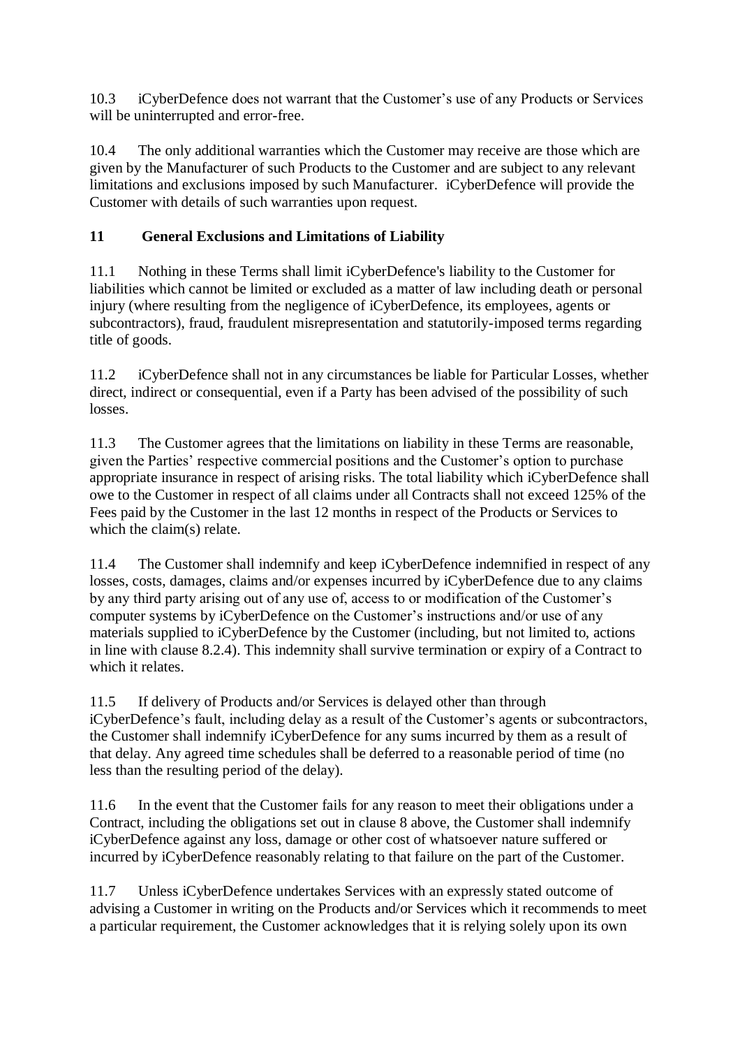10.3 iCyberDefence does not warrant that the Customer's use of any Products or Services will be uninterrupted and error-free.

10.4 The only additional warranties which the Customer may receive are those which are given by the Manufacturer of such Products to the Customer and are subject to any relevant limitations and exclusions imposed by such Manufacturer. iCyberDefence will provide the Customer with details of such warranties upon request.

## 11 General Exclusions and Limitations of Liability

11.1 Nothing in these Terms shall limit iCyberDefence's liability to the Customer for liabilities which cannot be limited or excluded as a matter of law including death or personal injury (where resulting from the negligence of iCyberDefence, its employees, agents or subcontractors), fraud, fraudulent misrepresentation and statutorily-imposed terms regarding title of goods.

11.2 iCyberDefence shall not in any circumstances be liable for Particular Losses, whether direct, indirect or consequential, even if a Party has been advised of the possibility of such losses.

11.3 The Customer agrees that the limitations on liability in these Terms are reasonable, given the Parties' respective commercial positions and the Customer's option to purchase appropriate insurance in respect of arising risks. The total liability which iCyberDefence shall owe to the Customer in respect of all claims under all Contracts shall not exceed 125% of the Fees paid by the Customer in the last 12 months in respect of the Products or Services to which the claim(s) relate.

11.4 The Customer shall indemnify and keep iCyberDefence indemnified in respect of any losses, costs, damages, claims and/or expenses incurred by iCyberDefence due to any claims by any third party arising out of any use of, access to or modification of the Customer's computer systems by iCyberDefence on the Customer's instructions and/or use of any materials supplied to iCyberDefence by the Customer (including, but not limited to, actions in line with clause 8.2.4). This indemnity shall survive termination or expiry of a Contract to which it relates.

11.5 If delivery of Products and/or Services is delayed other than through iCyberDefence's fault, including delay as a result of the Customer's agents or subcontractors, the Customer shall indemnify iCyberDefence for any sums incurred by them as a result of that delay. Any agreed time schedules shall be deferred to a reasonable period of time (no less than the resulting period of the delay).

11.6 In the event that the Customer fails for any reason to meet their obligations under a Contract, including the obligations set out in clause 8 above, the Customer shall indemnify iCyberDefence against any loss, damage or other cost of whatsoever nature suffered or incurred by iCyberDefence reasonably relating to that failure on the part of the Customer.

11.7 Unless iCyberDefence undertakes Services with an expressly stated outcome of advising a Customer in writing on the Products and/or Services which it recommends to meet a particular requirement, the Customer acknowledges that it is relying solely upon its own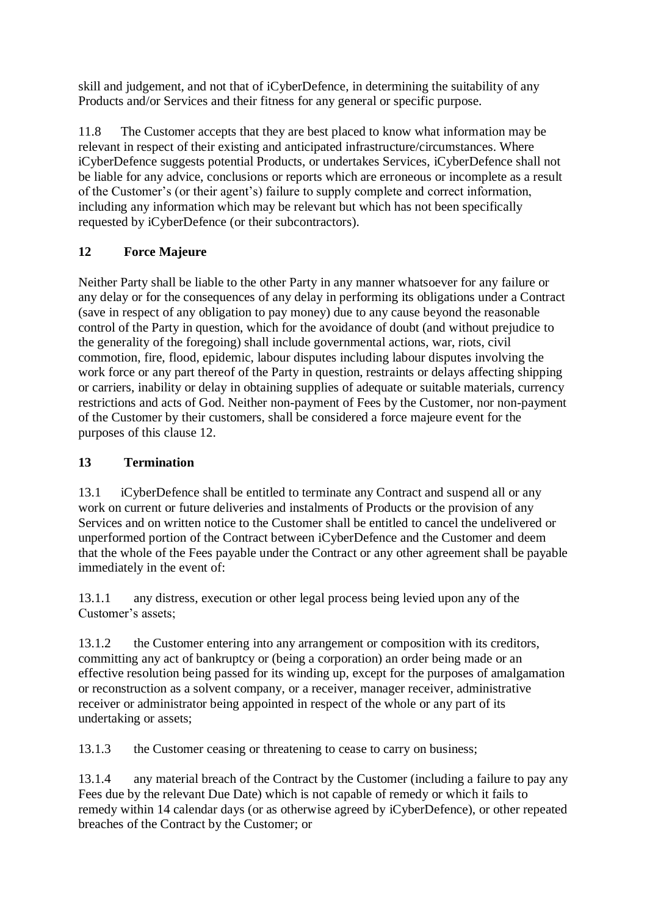skill and judgement, and not that of iCyberDefence, in determining the suitability of any Products and/or Services and their fitness for any general or specific purpose.

11.8 The Customer accepts that they are best placed to know what information may be relevant in respect of their existing and anticipated infrastructure/circumstances. Where iCyberDefence suggests potential Products, or undertakes Services, iCyberDefence shall not be liable for any advice, conclusions or reports which are erroneous or incomplete as a result of the Customer's (or their agent's) failure to supply complete and correct information, including any information which may be relevant but which has not been specifically requested by iCyberDefence (or their subcontractors).

## 12 Force Majeure

Neither Party shall be liable to the other Party in any manner whatsoever for any failure or any delay or for the consequences of any delay in performing its obligations under a Contract (save in respect of any obligation to pay money) due to any cause beyond the reasonable control of the Party in question, which for the avoidance of doubt (and without prejudice to the generality of the foregoing) shall include governmental actions, war, riots, civil commotion, fire, flood, epidemic, labour disputes including labour disputes involving the work force or any part thereof of the Party in question, restraints or delays affecting shipping or carriers, inability or delay in obtaining supplies of adequate or suitable materials, currency restrictions and acts of God. Neither non-payment of Fees by the Customer, nor non-payment of the Customer by their customers, shall be considered a force majeure event for the purposes of this clause 12.

## 13 Termination

13.1 iCyberDefence shall be entitled to terminate any Contract and suspend all or any work on current or future deliveries and instalments of Products or the provision of any Services and on written notice to the Customer shall be entitled to cancel the undelivered or unperformed portion of the Contract between iCyberDefence and the Customer and deem that the whole of the Fees payable under the Contract or any other agreement shall be payable immediately in the event of:

13.1.1 any distress, execution or other legal process being levied upon any of the Customer's assets;

13.1.2 the Customer entering into any arrangement or composition with its creditors, committing any act of bankruptcy or (being a corporation) an order being made or an effective resolution being passed for its winding up, except for the purposes of amalgamation or reconstruction as a solvent company, or a receiver, manager receiver, administrative receiver or administrator being appointed in respect of the whole or any part of its undertaking or assets;

13.1.3 the Customer ceasing or threatening to cease to carry on business;

13.1.4 any material breach of the Contract by the Customer (including a failure to pay any Fees due by the relevant Due Date) which is not capable of remedy or which it fails to remedy within 14 calendar days (or as otherwise agreed by iCyberDefence), or other repeated breaches of the Contract by the Customer; or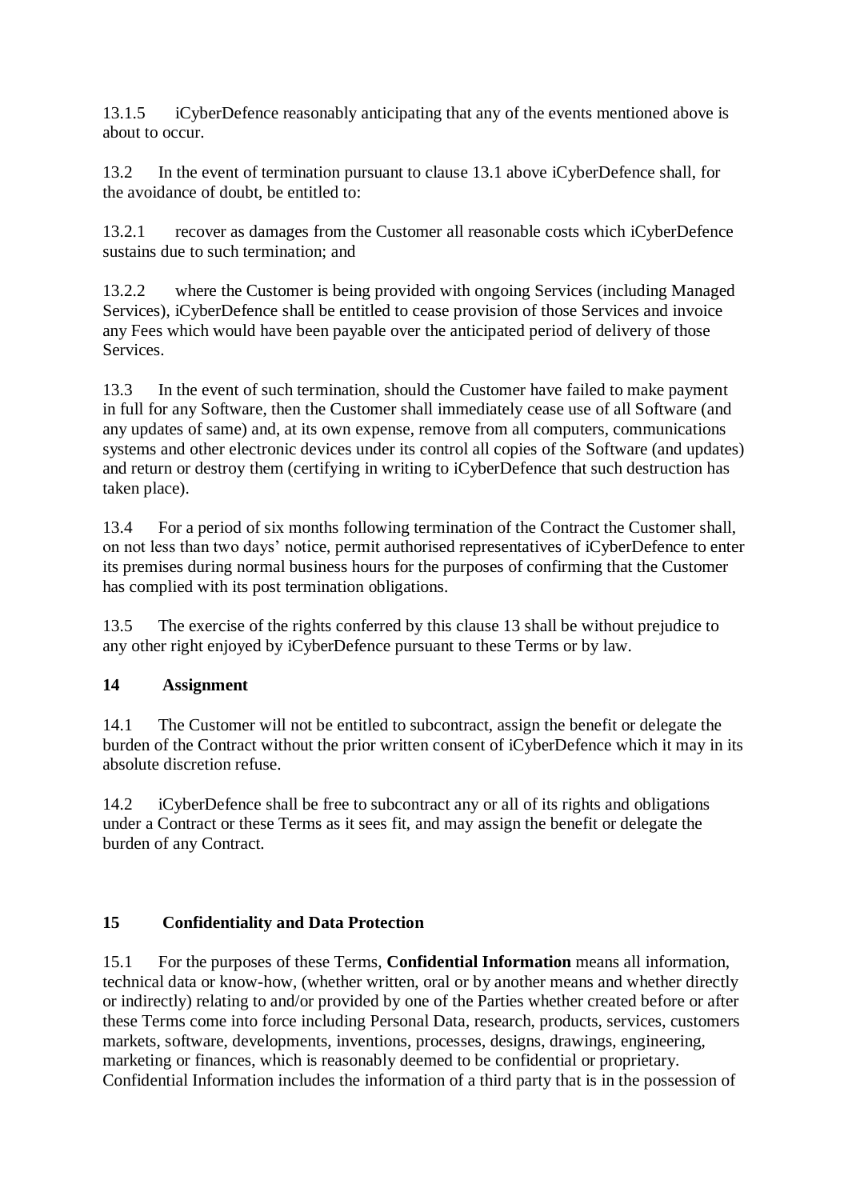13.1.5 iCyberDefence reasonably anticipating that any of the events mentioned above is about to occur.

13.2 In the event of termination pursuant to clause 13.1 above iCyberDefence shall, for the avoidance of doubt, be entitled to:

13.2.1 recover as damages from the Customer all reasonable costs which iCyberDefence sustains due to such termination; and

13.2.2 where the Customer is being provided with ongoing Services (including Managed Services), iCyberDefence shall be entitled to cease provision of those Services and invoice any Fees which would have been payable over the anticipated period of delivery of those Services.

13.3 In the event of such termination, should the Customer have failed to make payment in full for any Software, then the Customer shall immediately cease use of all Software (and any updates of same) and, at its own expense, remove from all computers, communications systems and other electronic devices under its control all copies of the Software (and updates) and return or destroy them (certifying in writing to iCyberDefence that such destruction has taken place).

13.4 For a period of six months following termination of the Contract the Customer shall, on not less than two days' notice, permit authorised representatives of iCyberDefence to enter its premises during normal business hours for the purposes of confirming that the Customer has complied with its post termination obligations.

13.5 The exercise of the rights conferred by this clause 13 shall be without prejudice to any other right enjoyed by iCyberDefence pursuant to these Terms or by law.

## 14 Assignment

14.1 The Customer will not be entitled to subcontract, assign the benefit or delegate the burden of the Contract without the prior written consent of iCyberDefence which it may in its absolute discretion refuse.

14.2 iCyberDefence shall be free to subcontract any or all of its rights and obligations under a Contract or these Terms as it sees fit, and may assign the benefit or delegate the burden of any Contract.

## 15 Confidentiality and Data Protection

15.1 For the purposes of these Terms, **Confidential Information** means all information, technical data or know-how, (whether written, oral or by another means and whether directly or indirectly) relating to and/or provided by one of the Parties whether created before or after these Terms come into force including Personal Data, research, products, services, customers markets, software, developments, inventions, processes, designs, drawings, engineering, marketing or finances, which is reasonably deemed to be confidential or proprietary. Confidential Information includes the information of a third party that is in the possession of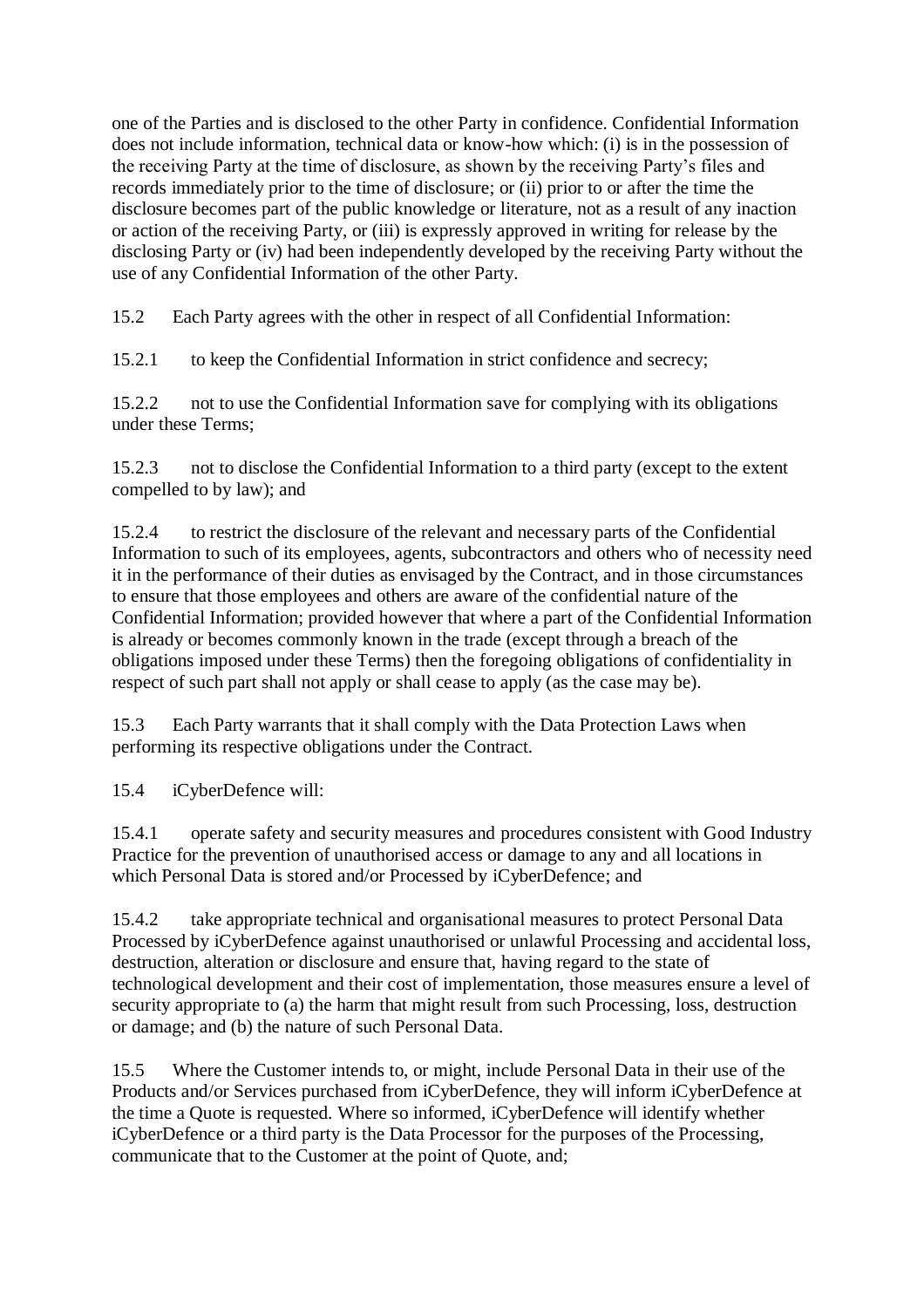one of the Parties and is disclosed to the other Party in confidence. Confidential Information does not include information, technical data or know-how which: (i) is in the possession of the receiving Party at the time of disclosure, as shown by the receiving Party's files and records immediately prior to the time of disclosure; or (ii) prior to or after the time the disclosure becomes part of the public knowledge or literature, not as a result of any inaction or action of the receiving Party, or (iii) is expressly approved in writing for release by the disclosing Party or (iv) had been independently developed by the receiving Party without the use of any Confidential Information of the other Party.

15.2 Each Party agrees with the other in respect of all Confidential Information:

15.2.1 to keep the Confidential Information in strict confidence and secrecy;

15.2.2 not to use the Confidential Information save for complying with its obligations under these Terms;

15.2.3 not to disclose the Confidential Information to a third party (except to the extent compelled to by law); and

15.2.4 to restrict the disclosure of the relevant and necessary parts of the Confidential Information to such of its employees, agents, subcontractors and others who of necessity need it in the performance of their duties as envisaged by the Contract, and in those circumstances to ensure that those employees and others are aware of the confidential nature of the Confidential Information; provided however that where a part of the Confidential Information is already or becomes commonly known in the trade (except through a breach of the obligations imposed under these Terms) then the foregoing obligations of confidentiality in respect of such part shall not apply or shall cease to apply (as the case may be).

15.3 Each Party warrants that it shall comply with the Data Protection Laws when performing its respective obligations under the Contract.

15.4 iCyberDefence will:

15.4.1 operate safety and security measures and procedures consistent with Good Industry Practice for the prevention of unauthorised access or damage to any and all locations in which Personal Data is stored and/or Processed by iCyberDefence; and

15.4.2 take appropriate technical and organisational measures to protect Personal Data Processed by iCyberDefence against unauthorised or unlawful Processing and accidental loss, destruction, alteration or disclosure and ensure that, having regard to the state of technological development and their cost of implementation, those measures ensure a level of security appropriate to (a) the harm that might result from such Processing, loss, destruction or damage; and (b) the nature of such Personal Data.

15.5 Where the Customer intends to, or might, include Personal Data in their use of the Products and/or Services purchased from iCyberDefence, they will inform iCyberDefence at the time a Quote is requested. Where so informed, iCyberDefence will identify whether iCyberDefence or a third party is the Data Processor for the purposes of the Processing, communicate that to the Customer at the point of Quote, and;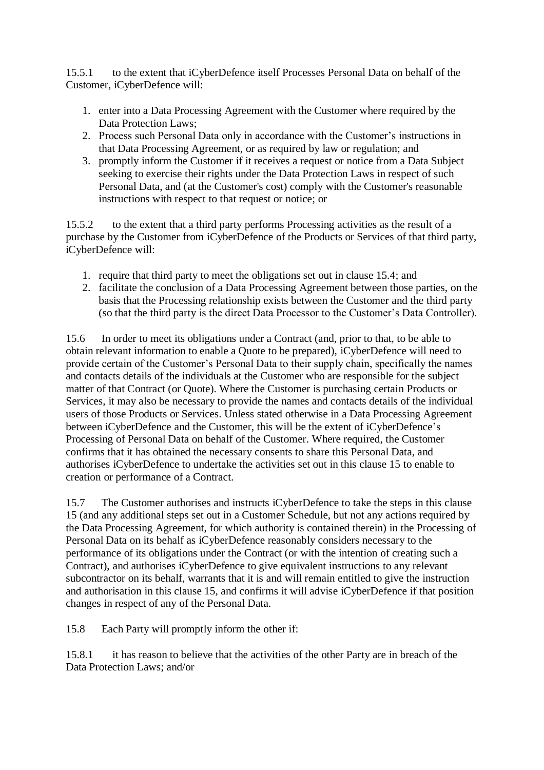15.5.1 to the extent that iCyberDefence itself Processes Personal Data on behalf of the Customer, iCyberDefence will:

1. enter into a Data Processing Agreement with the Customer where required by the Data Protection Laws;
2. Process such Personal Data only in accordance with the Customer's instructions in that Data Processing Agreement, or as required by law or regulation; and
3. promptly inform the Customer if it receives a request or notice from a Data Subject seeking to exercise their rights under the Data Protection Laws in respect of such Personal Data, and (at the Customer's cost) comply with the Customer's reasonable instructions with respect to that request or notice; or

15.5.2 to the extent that a third party performs Processing activities as the result of a purchase by the Customer from iCyberDefence of the Products or Services of that third party, iCyberDefence will:

1. require that third party to meet the obligations set out in clause 15.4; and
2. facilitate the conclusion of a Data Processing Agreement between those parties, on the basis that the Processing relationship exists between the Customer and the third party (so that the third party is the direct Data Processor to the Customer's Data Controller).

15.6 In order to meet its obligations under a Contract (and, prior to that, to be able to obtain relevant information to enable a Quote to be prepared), iCyberDefence will need to provide certain of the Customer's Personal Data to their supply chain, specifically the names and contacts details of the individuals at the Customer who are responsible for the subject matter of that Contract (or Quote). Where the Customer is purchasing certain Products or Services, it may also be necessary to provide the names and contacts details of the individual users of those Products or Services. Unless stated otherwise in a Data Processing Agreement between iCyberDefence and the Customer, this will be the extent of iCyberDefence's Processing of Personal Data on behalf of the Customer. Where required, the Customer confirms that it has obtained the necessary consents to share this Personal Data, and authorises iCyberDefence to undertake the activities set out in this clause 15 to enable to creation or performance of a Contract.

15.7 The Customer authorises and instructs iCyberDefence to take the steps in this clause 15 (and any additional steps set out in a Customer Schedule, but not any actions required by the Data Processing Agreement, for which authority is contained therein) in the Processing of Personal Data on its behalf as iCyberDefence reasonably considers necessary to the performance of its obligations under the Contract (or with the intention of creating such a Contract), and authorises iCyberDefence to give equivalent instructions to any relevant subcontractor on its behalf, warrants that it is and will remain entitled to give the instruction and authorisation in this clause 15, and confirms it will advise iCyberDefence if that position changes in respect of any of the Personal Data.

15.8 Each Party will promptly inform the other if:

15.8.1 it has reason to believe that the activities of the other Party are in breach of the Data Protection Laws; and/or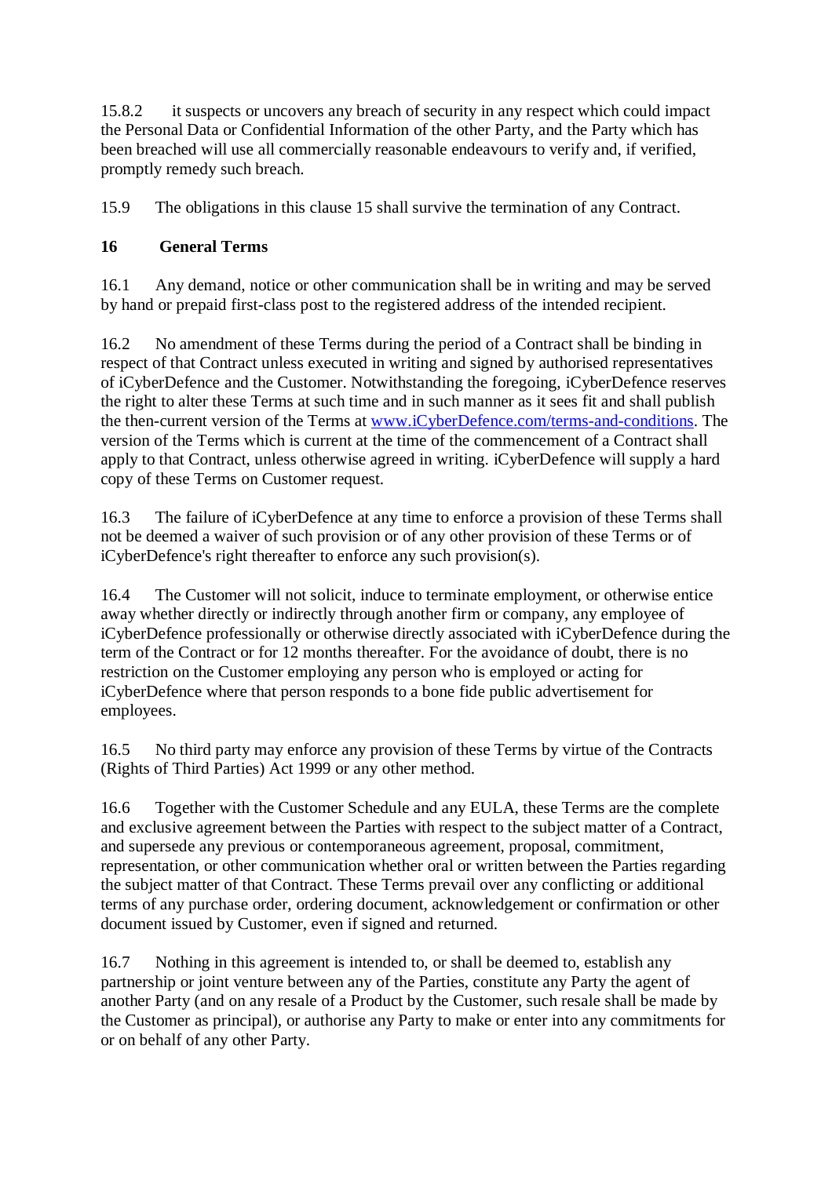15.8.2 it suspects or uncovers any breach of security in any respect which could impact the Personal Data or Confidential Information of the other Party, and the Party which has been breached will use all commercially reasonable endeavours to verify and, if verified, promptly remedy such breach.

15.9 The obligations in this clause 15 shall survive the termination of any Contract.

**16 General Terms**

16.1 Any demand, notice or other communication shall be in writing and may be served by hand or prepaid first-class post to the registered address of the intended recipient.

16.2 No amendment of these Terms during the period of a Contract shall be binding in respect of that Contract unless executed in writing and signed by authorised representatives of iCyberDefence and the Customer. Notwithstanding the foregoing, iCyberDefence reserves the right to alter these Terms at such time and in such manner as it sees fit and shall publish the then-current version of the Terms at [www.iCyberDefence.com/terms-and-conditions](www.iCyberDefence.com/terms-and-conditions). The version of the Terms which is current at the time of the commencement of a Contract shall apply to that Contract, unless otherwise agreed in writing. iCyberDefence will supply a hard copy of these Terms on Customer request.

16.3 The failure of iCyberDefence at any time to enforce a provision of these Terms shall not be deemed a waiver of such provision or of any other provision of these Terms or of iCyberDefence's right thereafter to enforce any such provision(s).

16.4 The Customer will not solicit, induce to terminate employment, or otherwise entice away whether directly or indirectly through another firm or company, any employee of iCyberDefence professionally or otherwise directly associated with iCyberDefence during the term of the Contract or for 12 months thereafter. For the avoidance of doubt, there is no restriction on the Customer employing any person who is employed or acting for iCyberDefence where that person responds to a bone fide public advertisement for employees.

16.5 No third party may enforce any provision of these Terms by virtue of the Contracts (Rights of Third Parties) Act 1999 or any other method.

16.6 Together with the Customer Schedule and any EULA, these Terms are the complete and exclusive agreement between the Parties with respect to the subject matter of a Contract, and supersede any previous or contemporaneous agreement, proposal, commitment, representation, or other communication whether oral or written between the Parties regarding the subject matter of that Contract. These Terms prevail over any conflicting or additional terms of any purchase order, ordering document, acknowledgement or confirmation or other document issued by Customer, even if signed and returned.

16.7 Nothing in this agreement is intended to, or shall be deemed to, establish any partnership or joint venture between any of the Parties, constitute any Party the agent of another Party (and on any resale of a Product by the Customer, such resale shall be made by the Customer as principal), or authorise any Party to make or enter into any commitments for or on behalf of any other Party.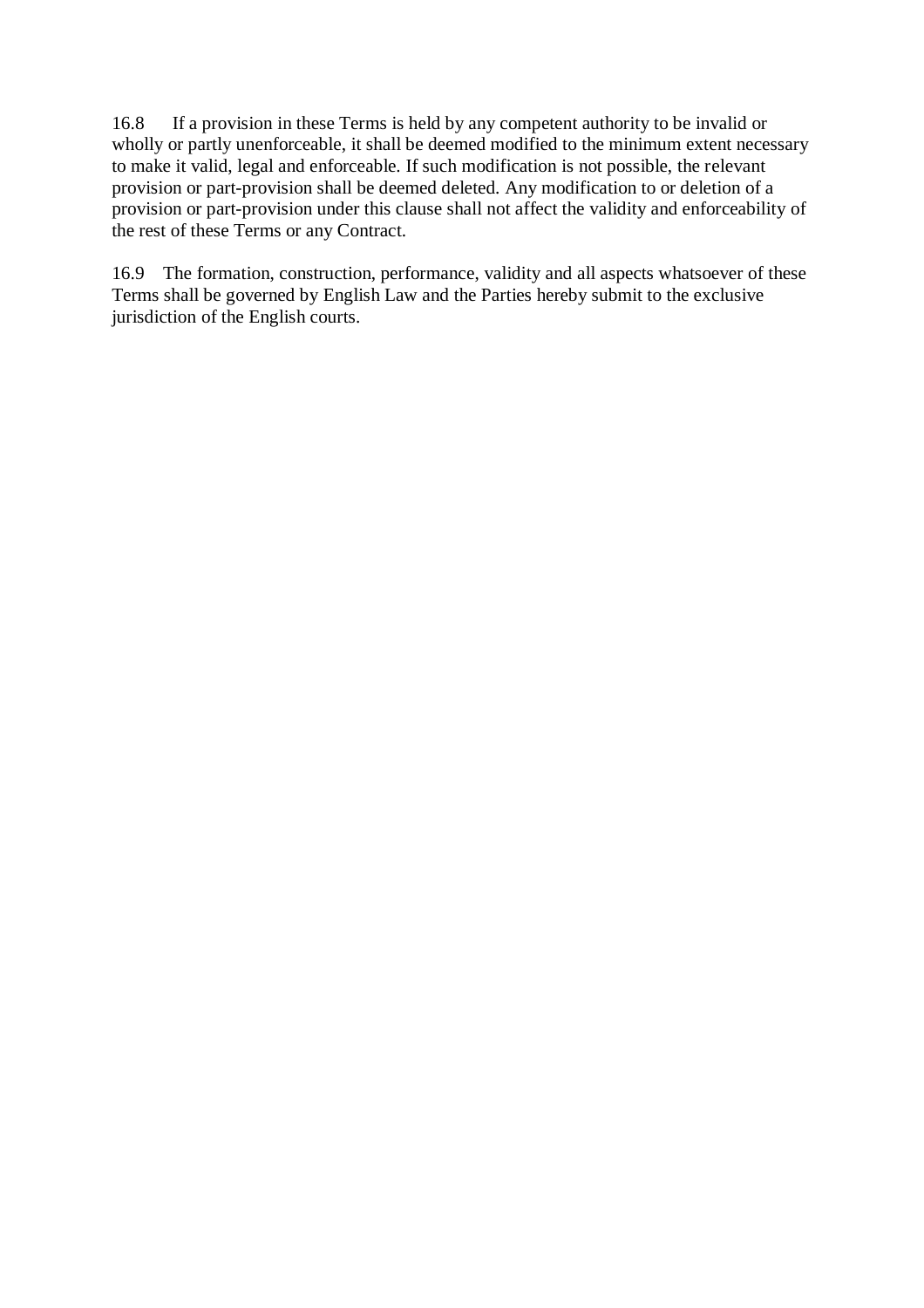16.8 If a provision in these Terms is held by any competent authority to be invalid or wholly or partly unenforceable, it shall be deemed modified to the minimum extent necessary to make it valid, legal and enforceable. If such modification is not possible, the relevant provision or part-provision shall be deemed deleted. Any modification to or deletion of a provision or part-provision under this clause shall not affect the validity and enforceability of the rest of these Terms or any Contract.

16.9 The formation, construction, performance, validity and all aspects whatsoever of these Terms shall be governed by English Law and the Parties hereby submit to the exclusive jurisdiction of the English courts.